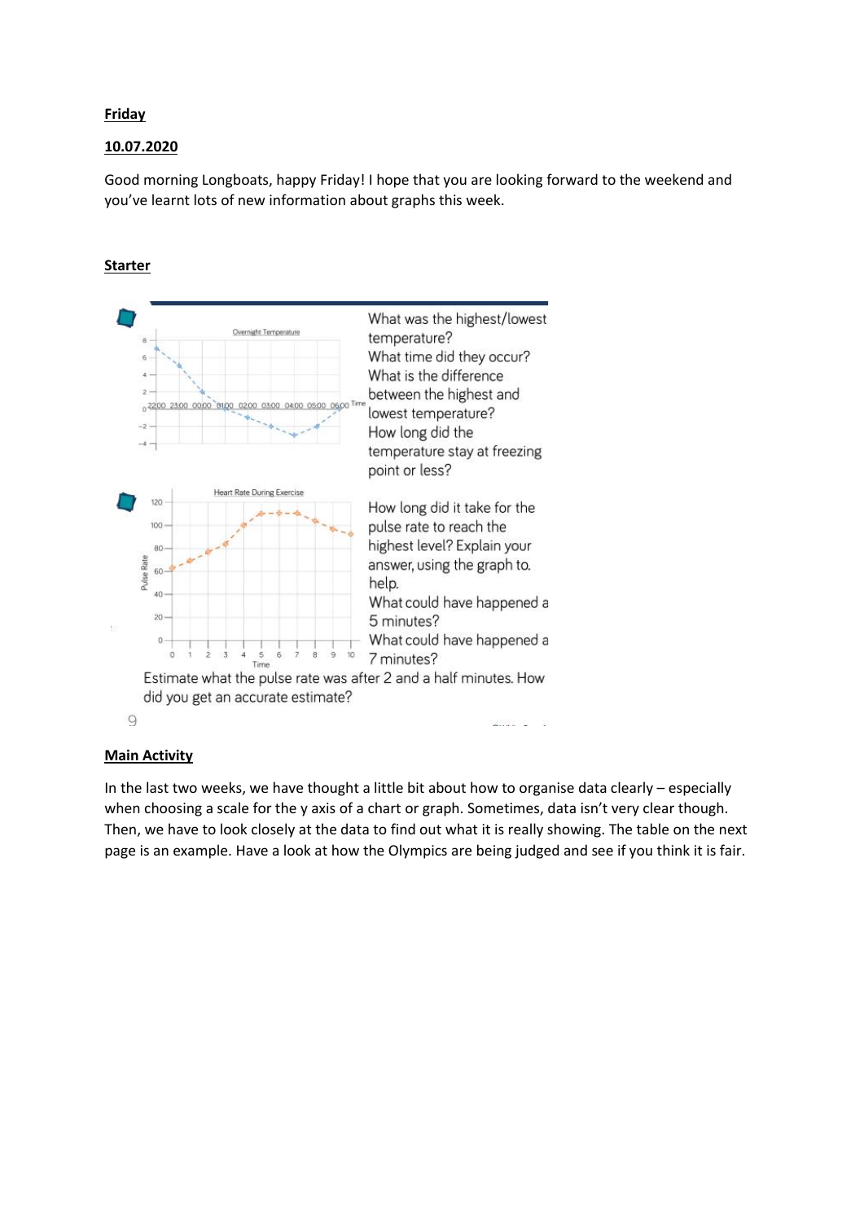**Friday**

**10.07.2020**

Good morning Longboats, happy Friday! I hope that you are looking forward to the weekend and you've learnt lots of new information about graphs this week.

**Starter**

Overnight Temperature

What was the highest/lowest temperature?
What time did they occur?
What is the difference between the highest and lowest temperature?
How long did the temperature stay at freezing point or less?

Heart Rate During Exercise

How long did it take for the pulse rate to reach the highest level? Explain your answer, using the graph to. help.
What could have happened a 5 minutes?
What could have happened a 7 minutes?

Estimate what the pulse rate was after 2 and a half minutes. How did you get an accurate estimate?

**Main Activity**

In the last two weeks, we have thought a little bit about how to organise data clearly – especially when choosing a scale for the y axis of a chart or graph. Sometimes, data isn't very clear though. Then, we have to look closely at the data to find out what it is really showing. The table on the next page is an example. Have a look at how the Olympics are being judged and see if you think it is fair.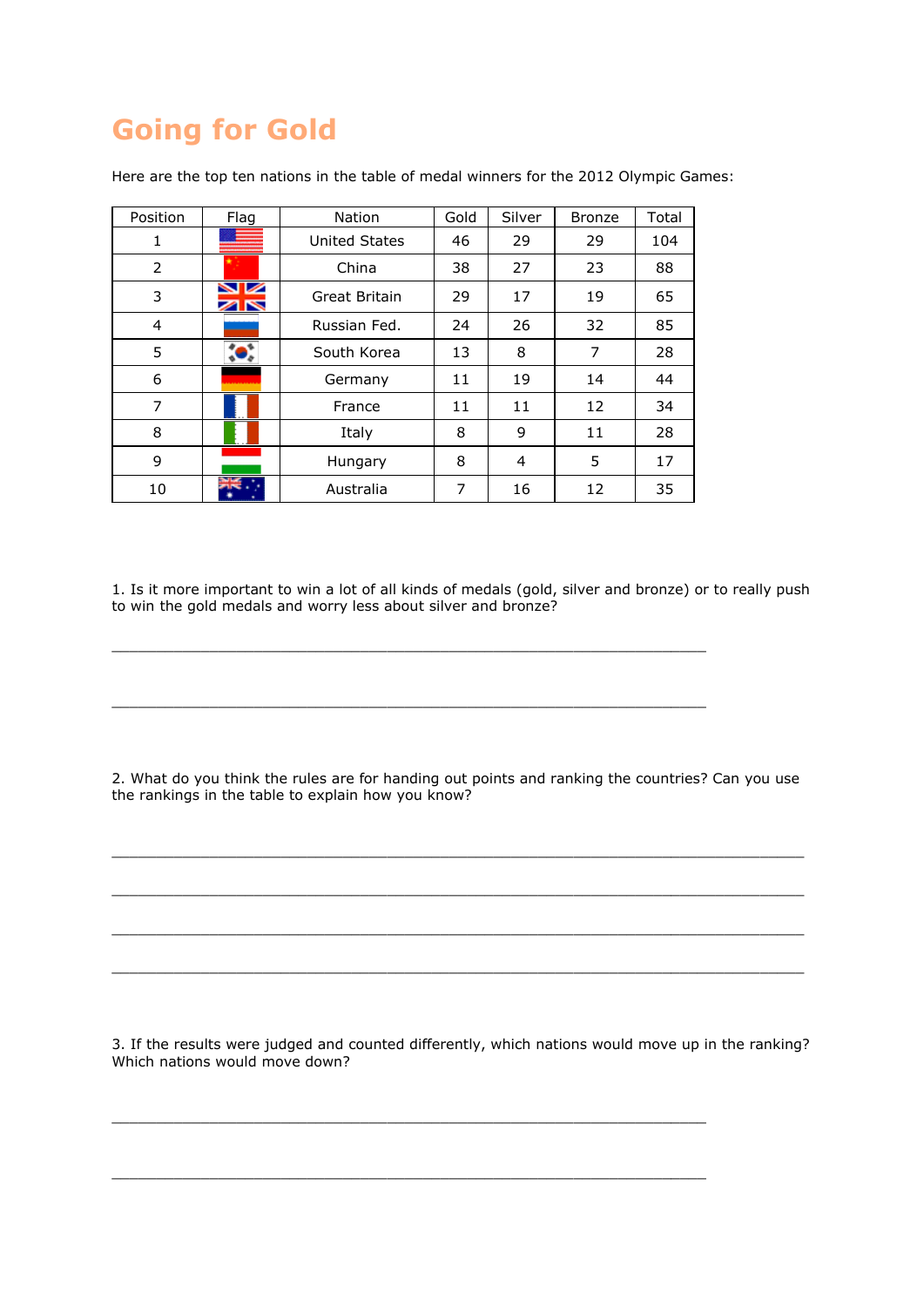# Going for Gold

Here are the top ten nations in the table of medal winners for the 2012 Olympic Games:

| Position | Flag | Nation | Gold | Silver | Bronze | Total |
|---|---|---|---|---|---|---|
| 1 | | United States | 46 | 29 | 29 | 104 |
| 2 | | China | 38 | 27 | 23 | 88 |
| 3 | | Great Britain | 29 | 17 | 19 | 65 |
| 4 | | Russian Fed. | 24 | 26 | 32 | 85 |
| 5 | | South Korea | 13 | 8 | 7 | 28 |
| 6 | | Germany | 11 | 19 | 14 | 44 |
| 7 | | France | 11 | 11 | 12 | 34 |
| 8 | | Italy | 8 | 9 | 11 | 28 |
| 9 | | Hungary | 8 | 4 | 5 | 17 |
| 10 | | Australia | 7 | 16 | 12 | 35 |

1. Is it more important to win a lot of all kinds of medals (gold, silver and bronze) or to really push to win the gold medals and worry less about silver and bronze?

_______________________________________________________________

_______________________________________________________________

2. What do you think the rules are for handing out points and ranking the countries? Can you use the rankings in the table to explain how you know?

________________________________________________________________________

________________________________________________________________________

________________________________________________________________________

________________________________________________________________________

3. If the results were judged and counted differently, which nations would move up in the ranking? Which nations would move down?

_______________________________________________________________

_______________________________________________________________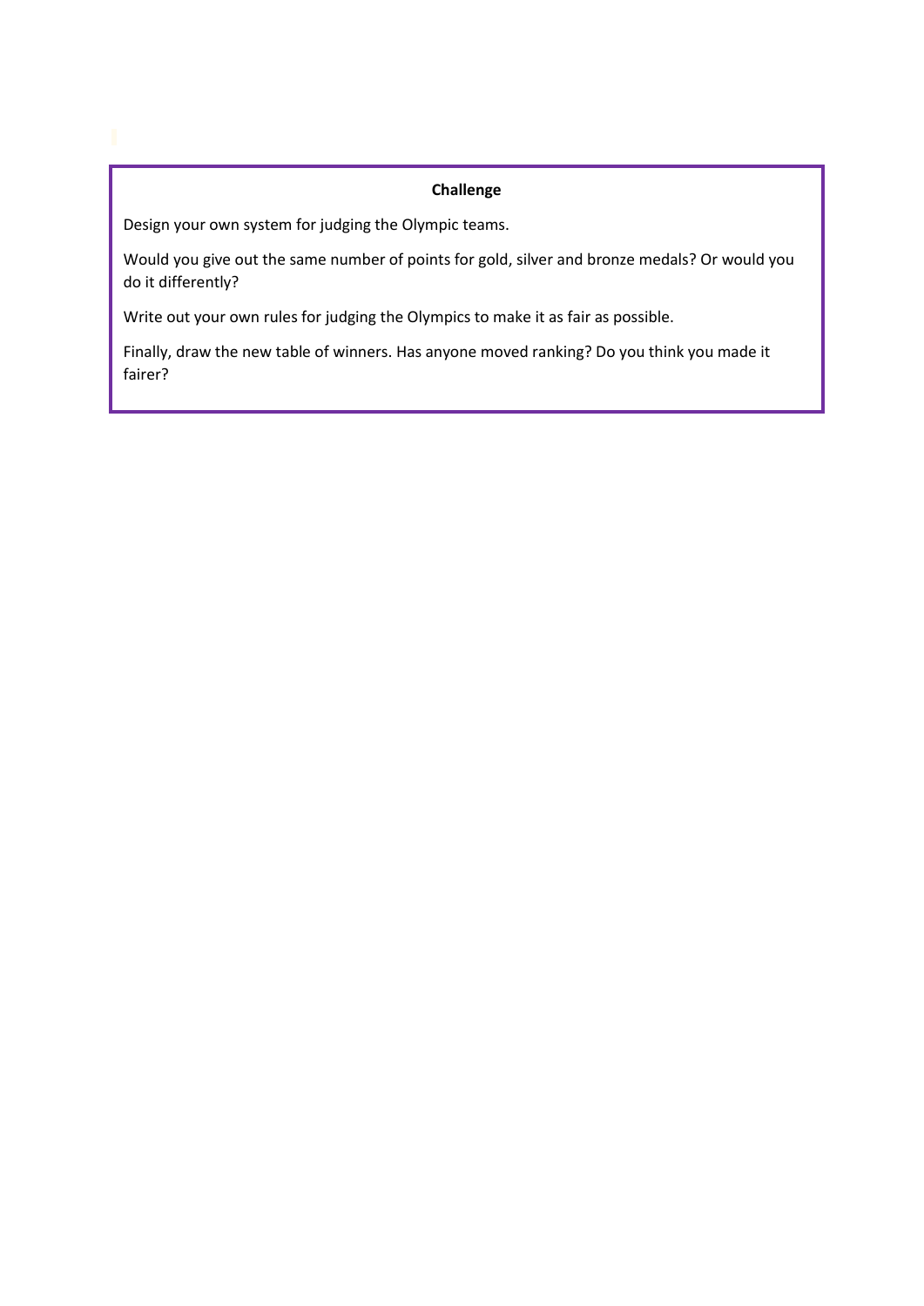**Challenge**

Design your own system for judging the Olympic teams.

Would you give out the same number of points for gold, silver and bronze medals? Or would you do it differently?

Write out your own rules for judging the Olympics to make it as fair as possible.

Finally, draw the new table of winners. Has anyone moved ranking? Do you think you made it fairer?